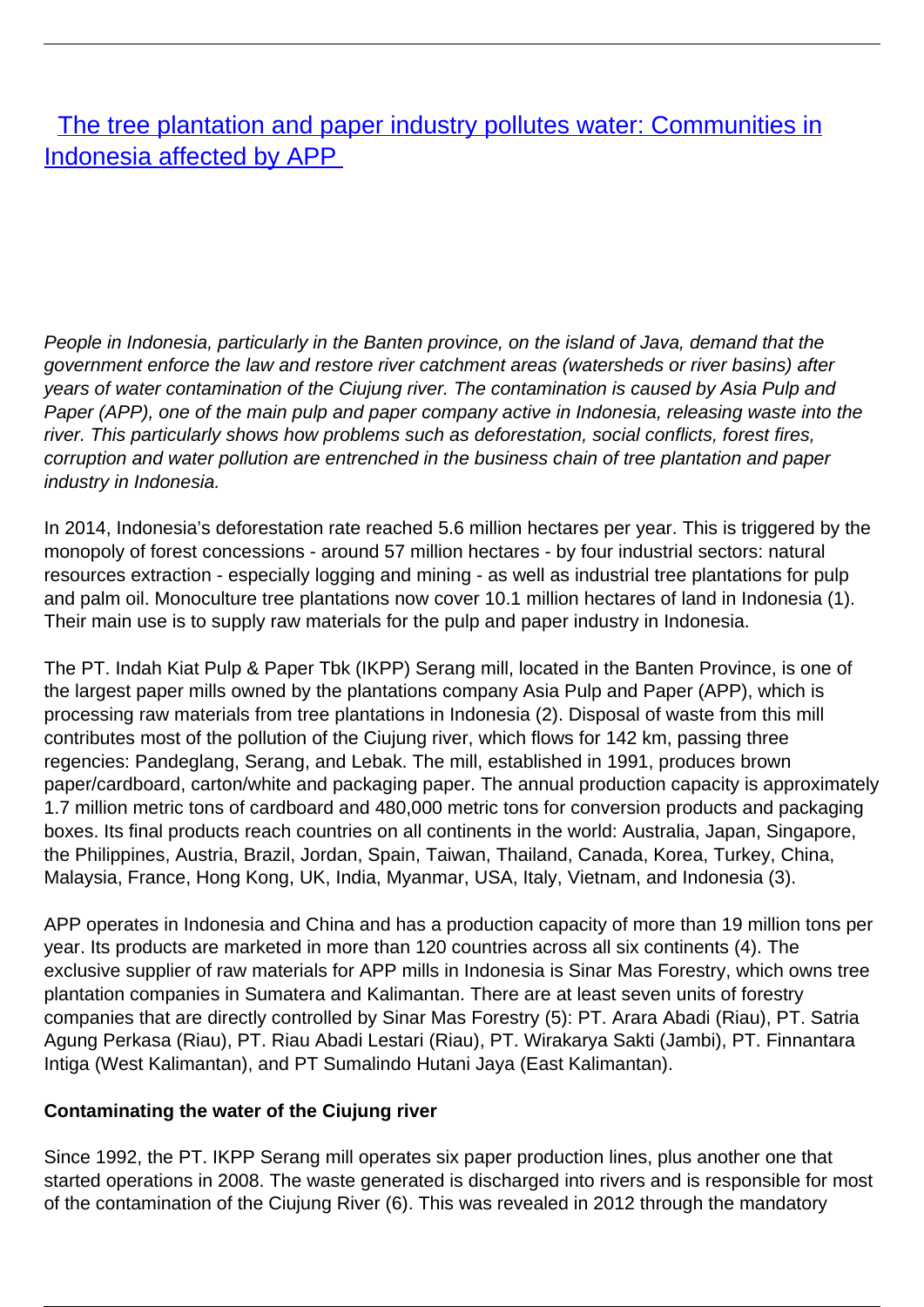# [The tree plantation and paper industry pollutes water: Communities in Indonesia affected by APP](#)

*People in Indonesia, particularly in the Banten province, on the island of Java, demand that the government enforce the law and restore river catchment areas (watersheds or river basins) after years of water contamination of the Ciujung river. The contamination is caused by Asia Pulp and Paper (APP), one of the main pulp and paper company active in Indonesia, releasing waste into the river. This particularly shows how problems such as deforestation, social conflicts, forest fires, corruption and water pollution are entrenched in the business chain of tree plantation and paper industry in Indonesia.*

In 2014, Indonesia's deforestation rate reached 5.6 million hectares per year. This is triggered by the monopoly of forest concessions - around 57 million hectares - by four industrial sectors: natural resources extraction - especially logging and mining - as well as industrial tree plantations for pulp and palm oil. Monoculture tree plantations now cover 10.1 million hectares of land in Indonesia (1). Their main use is to supply raw materials for the pulp and paper industry in Indonesia.

The PT. Indah Kiat Pulp & Paper Tbk (IKPP) Serang mill, located in the Banten Province, is one of the largest paper mills owned by the plantations company Asia Pulp and Paper (APP), which is processing raw materials from tree plantations in Indonesia (2). Disposal of waste from this mill contributes most of the pollution of the Ciujung river, which flows for 142 km, passing three regencies: Pandeglang, Serang, and Lebak. The mill, established in 1991, produces brown paper/cardboard, carton/white and packaging paper. The annual production capacity is approximately 1.7 million metric tons of cardboard and 480,000 metric tons for conversion products and packaging boxes. Its final products reach countries on all continents in the world: Australia, Japan, Singapore, the Philippines, Austria, Brazil, Jordan, Spain, Taiwan, Thailand, Canada, Korea, Turkey, China, Malaysia, France, Hong Kong, UK, India, Myanmar, USA, Italy, Vietnam, and Indonesia (3).

APP operates in Indonesia and China and has a production capacity of more than 19 million tons per year. Its products are marketed in more than 120 countries across all six continents (4). The exclusive supplier of raw materials for APP mills in Indonesia is Sinar Mas Forestry, which owns tree plantation companies in Sumatera and Kalimantan. There are at least seven units of forestry companies that are directly controlled by Sinar Mas Forestry (5): PT. Arara Abadi (Riau), PT. Satria Agung Perkasa (Riau), PT. Riau Abadi Lestari (Riau), PT. Wirakarya Sakti (Jambi), PT. Finnantara Intiga (West Kalimantan), and PT Sumalindo Hutani Jaya (East Kalimantan).

**Contaminating the water of the Ciujung river**

Since 1992, the PT. IKPP Serang mill operates six paper production lines, plus another one that started operations in 2008. The waste generated is discharged into rivers and is responsible for most of the contamination of the Ciujung River (6). This was revealed in 2012 through the mandatory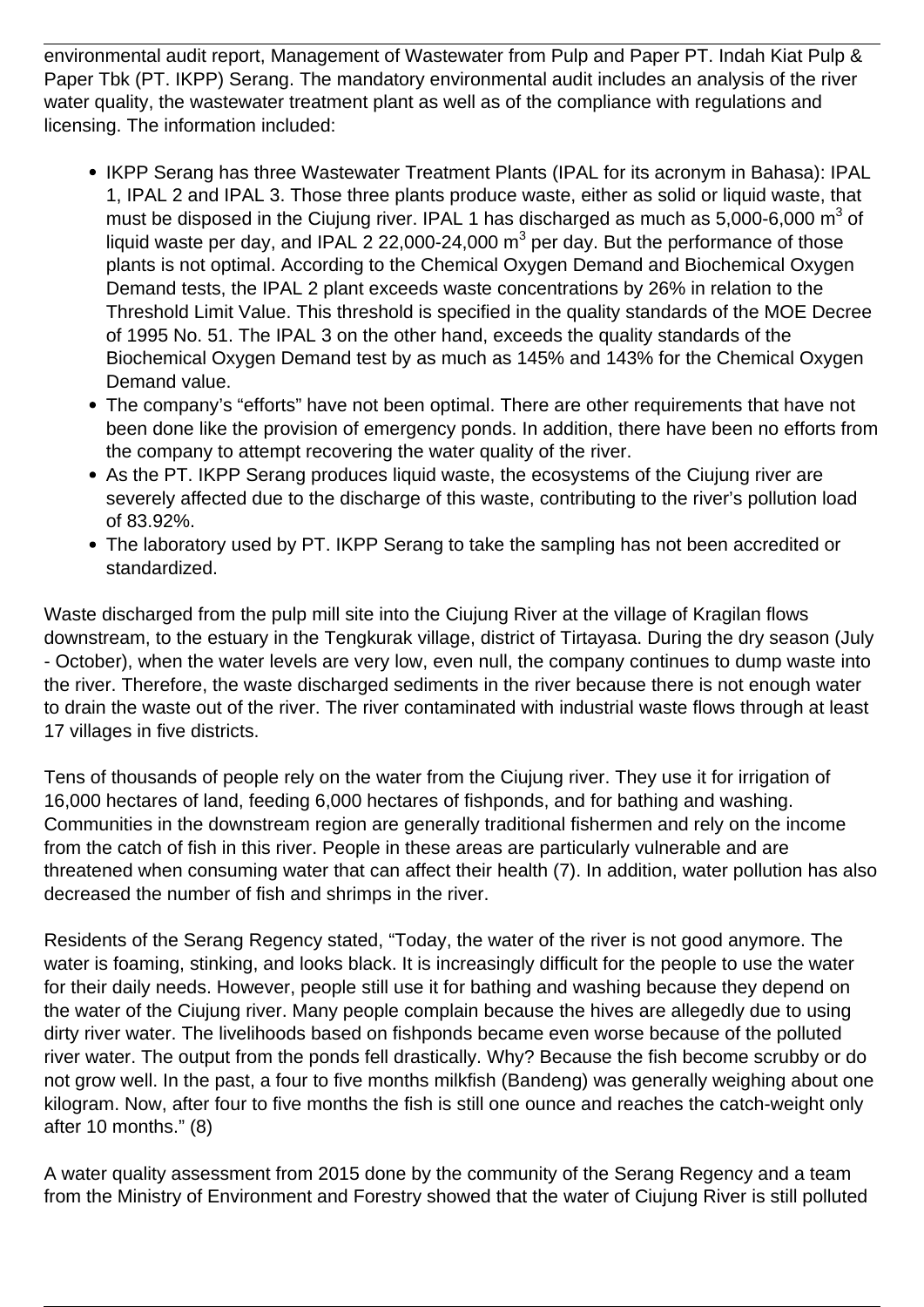environmental audit report, Management of Wastewater from Pulp and Paper PT. Indah Kiat Pulp & Paper Tbk (PT. IKPP) Serang. The mandatory environmental audit includes an analysis of the river water quality, the wastewater treatment plant as well as of the compliance with regulations and licensing. The information included:

- IKPP Serang has three Wastewater Treatment Plants (IPAL for its acronym in Bahasa): IPAL 1, IPAL 2 and IPAL 3. Those three plants produce waste, either as solid or liquid waste, that must be disposed in the Ciujung river. IPAL 1 has discharged as much as 5,000-6,000 $m^3$ of liquid waste per day, and IPAL 2 22,000-24,000 $m^3$ per day. But the performance of those plants is not optimal. According to the Chemical Oxygen Demand and Biochemical Oxygen Demand tests, the IPAL 2 plant exceeds waste concentrations by 26% in relation to the Threshold Limit Value. This threshold is specified in the quality standards of the MOE Decree of 1995 No. 51. The IPAL 3 on the other hand, exceeds the quality standards of the Biochemical Oxygen Demand test by as much as 145% and 143% for the Chemical Oxygen Demand value.
- The company's "efforts" have not been optimal. There are other requirements that have not been done like the provision of emergency ponds. In addition, there have been no efforts from the company to attempt recovering the water quality of the river.
- As the PT. IKPP Serang produces liquid waste, the ecosystems of the Ciujung river are severely affected due to the discharge of this waste, contributing to the river's pollution load of 83.92%.
- The laboratory used by PT. IKPP Serang to take the sampling has not been accredited or standardized.

Waste discharged from the pulp mill site into the Ciujung River at the village of Kragilan flows downstream, to the estuary in the Tengkurak village, district of Tirtayasa. During the dry season (July - October), when the water levels are very low, even null, the company continues to dump waste into the river. Therefore, the waste discharged sediments in the river because there is not enough water to drain the waste out of the river. The river contaminated with industrial waste flows through at least 17 villages in five districts.

Tens of thousands of people rely on the water from the Ciujung river. They use it for irrigation of 16,000 hectares of land, feeding 6,000 hectares of fishponds, and for bathing and washing. Communities in the downstream region are generally traditional fishermen and rely on the income from the catch of fish in this river. People in these areas are particularly vulnerable and are threatened when consuming water that can affect their health (7). In addition, water pollution has also decreased the number of fish and shrimps in the river.

Residents of the Serang Regency stated, "Today, the water of the river is not good anymore. The water is foaming, stinking, and looks black. It is increasingly difficult for the people to use the water for their daily needs. However, people still use it for bathing and washing because they depend on the water of the Ciujung river. Many people complain because the hives are allegedly due to using dirty river water. The livelihoods based on fishponds became even worse because of the polluted river water. The output from the ponds fell drastically. Why? Because the fish become scrubby or do not grow well. In the past, a four to five months milkfish (Bandeng) was generally weighing about one kilogram. Now, after four to five months the fish is still one ounce and reaches the catch-weight only after 10 months." (8)

A water quality assessment from 2015 done by the community of the Serang Regency and a team from the Ministry of Environment and Forestry showed that the water of Ciujung River is still polluted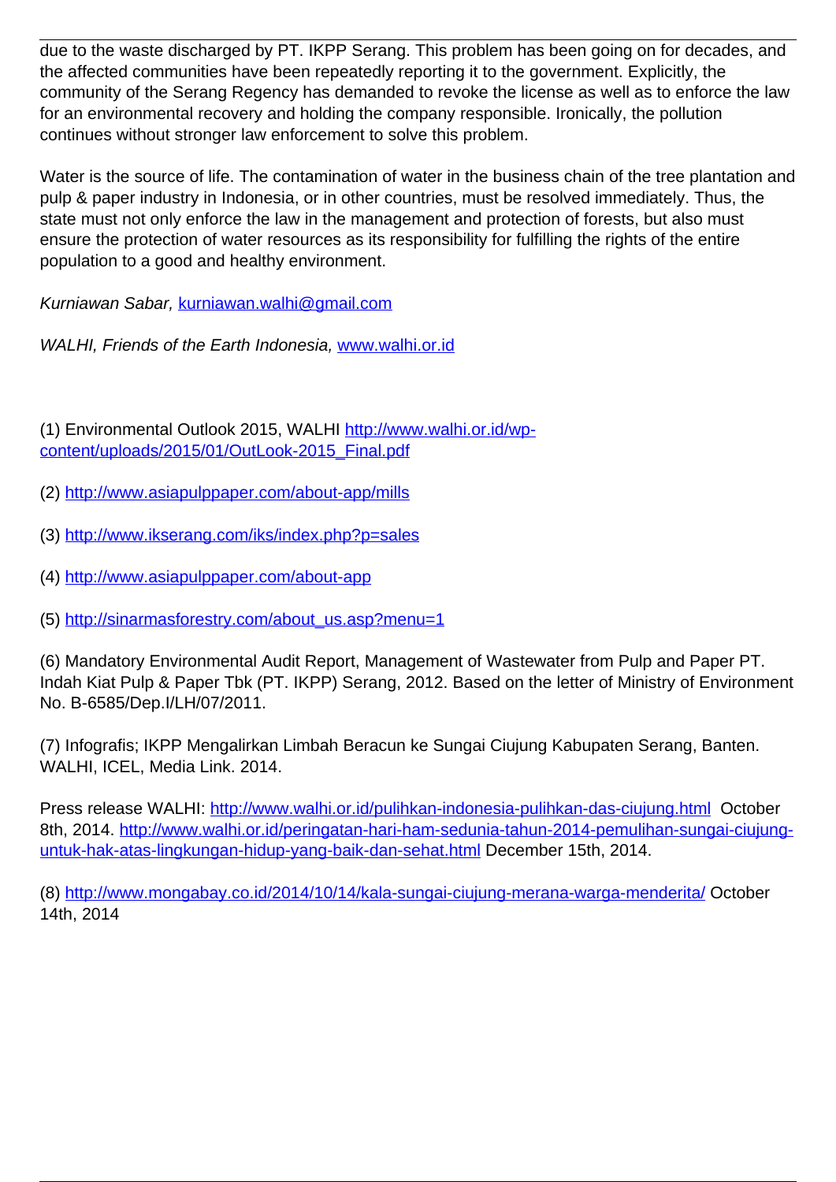due to the waste discharged by PT. IKPP Serang. This problem has been going on for decades, and the affected communities have been repeatedly reporting it to the government. Explicitly, the community of the Serang Regency has demanded to revoke the license as well as to enforce the law for an environmental recovery and holding the company responsible. Ironically, the pollution continues without stronger law enforcement to solve this problem.

Water is the source of life. The contamination of water in the business chain of the tree plantation and pulp & paper industry in Indonesia, or in other countries, must be resolved immediately. Thus, the state must not only enforce the law in the management and protection of forests, but also must ensure the protection of water resources as its responsibility for fulfilling the rights of the entire population to a good and healthy environment.

*Kurniawan Sabar,* [kurniawan.walhi@gmail.com](mailto:kurniawan.walhi@gmail.com)

*WALHI, Friends of the Earth Indonesia,* [www.walhi.or.id](http://www.walhi.or.id)

(1) Environmental Outlook 2015, WALHI [http://www.walhi.or.id/wp-content/uploads/2015/01/OutLook-2015_Final.pdf](http://www.walhi.or.id/wp-content/uploads/2015/01/OutLook-2015_Final.pdf)

(2) [http://www.asiapulppaper.com/about-app/mills](http://www.asiapulppaper.com/about-app/mills)

(3) [http://www.ikserang.com/iks/index.php?p=sales](http://www.ikserang.com/iks/index.php?p=sales)

(4) [http://www.asiapulppaper.com/about-app](http://www.asiapulppaper.com/about-app)

(5) [http://sinarmasforestry.com/about_us.asp?menu=1](http://sinarmasforestry.com/about_us.asp?menu=1)

(6) Mandatory Environmental Audit Report, Management of Wastewater from Pulp and Paper PT. Indah Kiat Pulp & Paper Tbk (PT. IKPP) Serang, 2012. Based on the letter of Ministry of Environment No. B-6585/Dep.I/LH/07/2011.

(7) Infografis; IKPP Mengalirkan Limbah Beracun ke Sungai Ciujung Kabupaten Serang, Banten. WALHI, ICEL, Media Link. 2014.

Press release WALHI: [http://www.walhi.or.id/pulihkan-indonesia-pulihkan-das-ciujung.html](http://www.walhi.or.id/pulihkan-indonesia-pulihkan-das-ciujung.html) October 8th, 2014. [http://www.walhi.or.id/peringatan-hari-ham-sedunia-tahun-2014-pemulihan-sungai-ciujung-untuk-hak-atas-lingkungan-hidup-yang-baik-dan-sehat.html](http://www.walhi.or.id/peringatan-hari-ham-sedunia-tahun-2014-pemulihan-sungai-ciujung-untuk-hak-atas-lingkungan-hidup-yang-baik-dan-sehat.html) December 15th, 2014.

(8) [http://www.mongabay.co.id/2014/10/14/kala-sungai-ciujung-merana-warga-menderita/](http://www.mongabay.co.id/2014/10/14/kala-sungai-ciujung-merana-warga-menderita/) October 14th, 2014